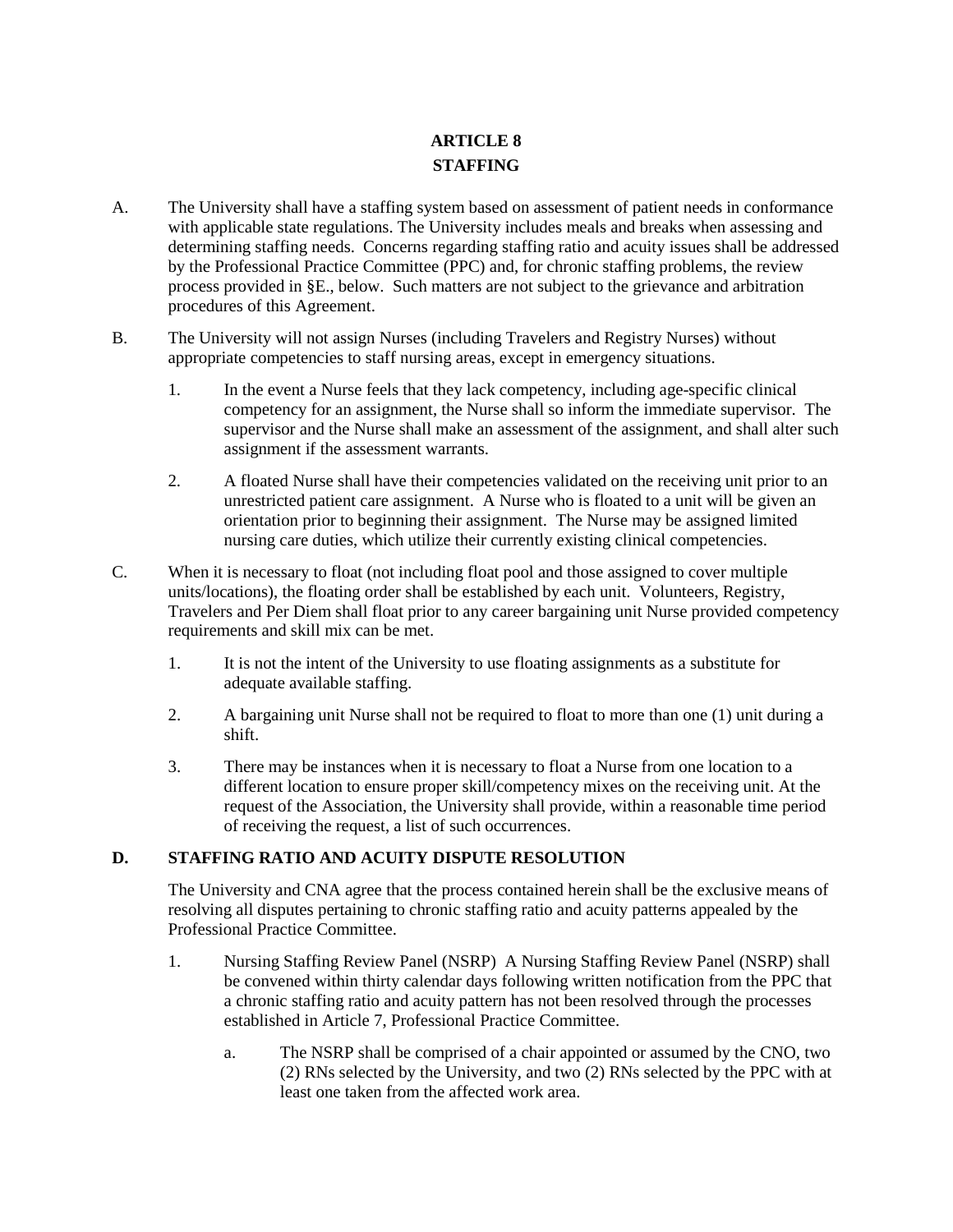# ARTICLE 8
# STAFFING

A. The University shall have a staffing system based on assessment of patient needs in conformance with applicable state regulations. The University includes meals and breaks when assessing and determining staffing needs. Concerns regarding staffing ratio and acuity issues shall be addressed by the Professional Practice Committee (PPC) and, for chronic staffing problems, the review process provided in §E., below. Such matters are not subject to the grievance and arbitration procedures of this Agreement.

B. The University will not assign Nurses (including Travelers and Registry Nurses) without appropriate competencies to staff nursing areas, except in emergency situations.

   1. In the event a Nurse feels that they lack competency, including age-specific clinical competency for an assignment, the Nurse shall so inform the immediate supervisor. The supervisor and the Nurse shall make an assessment of the assignment, and shall alter such assignment if the assessment warrants.

   2. A floated Nurse shall have their competencies validated on the receiving unit prior to an unrestricted patient care assignment. A Nurse who is floated to a unit will be given an orientation prior to beginning their assignment. The Nurse may be assigned limited nursing care duties, which utilize their currently existing clinical competencies.

C. When it is necessary to float (not including float pool and those assigned to cover multiple units/locations), the floating order shall be established by each unit. Volunteers, Registry, Travelers and Per Diem shall float prior to any career bargaining unit Nurse provided competency requirements and skill mix can be met.

   1. It is not the intent of the University to use floating assignments as a substitute for adequate available staffing.

   2. A bargaining unit Nurse shall not be required to float to more than one (1) unit during a shift.

   3. There may be instances when it is necessary to float a Nurse from one location to a different location to ensure proper skill/competency mixes on the receiving unit. At the request of the Association, the University shall provide, within a reasonable time period of receiving the request, a list of such occurrences.

**D. STAFFING RATIO AND ACUITY DISPUTE RESOLUTION**

The University and CNA agree that the process contained herein shall be the exclusive means of resolving all disputes pertaining to chronic staffing ratio and acuity patterns appealed by the Professional Practice Committee.

   1. Nursing Staffing Review Panel (NSRP) A Nursing Staffing Review Panel (NSRP) shall be convened within thirty calendar days following written notification from the PPC that a chronic staffing ratio and acuity pattern has not been resolved through the processes established in Article 7, Professional Practice Committee.

      a. The NSRP shall be comprised of a chair appointed or assumed by the CNO, two (2) RNs selected by the University, and two (2) RNs selected by the PPC with at least one taken from the affected work area.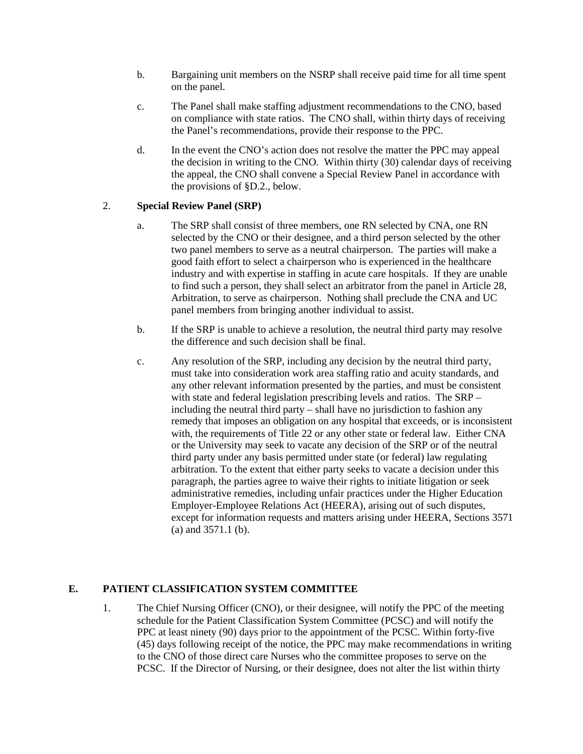b. Bargaining unit members on the NSRP shall receive paid time for all time spent on the panel.

c. The Panel shall make staffing adjustment recommendations to the CNO, based on compliance with state ratios. The CNO shall, within thirty days of receiving the Panel's recommendations, provide their response to the PPC.

d. In the event the CNO's action does not resolve the matter the PPC may appeal the decision in writing to the CNO. Within thirty (30) calendar days of receiving the appeal, the CNO shall convene a Special Review Panel in accordance with the provisions of §D.2., below.

2. **Special Review Panel (SRP)**

a. The SRP shall consist of three members, one RN selected by CNA, one RN selected by the CNO or their designee, and a third person selected by the other two panel members to serve as a neutral chairperson. The parties will make a good faith effort to select a chairperson who is experienced in the healthcare industry and with expertise in staffing in acute care hospitals. If they are unable to find such a person, they shall select an arbitrator from the panel in Article 28, Arbitration, to serve as chairperson. Nothing shall preclude the CNA and UC panel members from bringing another individual to assist.

b. If the SRP is unable to achieve a resolution, the neutral third party may resolve the difference and such decision shall be final.

c. Any resolution of the SRP, including any decision by the neutral third party, must take into consideration work area staffing ratio and acuity standards, and any other relevant information presented by the parties, and must be consistent with state and federal legislation prescribing levels and ratios. The SRP – including the neutral third party – shall have no jurisdiction to fashion any remedy that imposes an obligation on any hospital that exceeds, or is inconsistent with, the requirements of Title 22 or any other state or federal law. Either CNA or the University may seek to vacate any decision of the SRP or of the neutral third party under any basis permitted under state (or federal) law regulating arbitration. To the extent that either party seeks to vacate a decision under this paragraph, the parties agree to waive their rights to initiate litigation or seek administrative remedies, including unfair practices under the Higher Education Employer-Employee Relations Act (HEERA), arising out of such disputes, except for information requests and matters arising under HEERA, Sections 3571 (a) and 3571.1 (b).

## E. PATIENT CLASSIFICATION SYSTEM COMMITTEE

1. The Chief Nursing Officer (CNO), or their designee, will notify the PPC of the meeting schedule for the Patient Classification System Committee (PCSC) and will notify the PPC at least ninety (90) days prior to the appointment of the PCSC. Within forty-five (45) days following receipt of the notice, the PPC may make recommendations in writing to the CNO of those direct care Nurses who the committee proposes to serve on the PCSC. If the Director of Nursing, or their designee, does not alter the list within thirty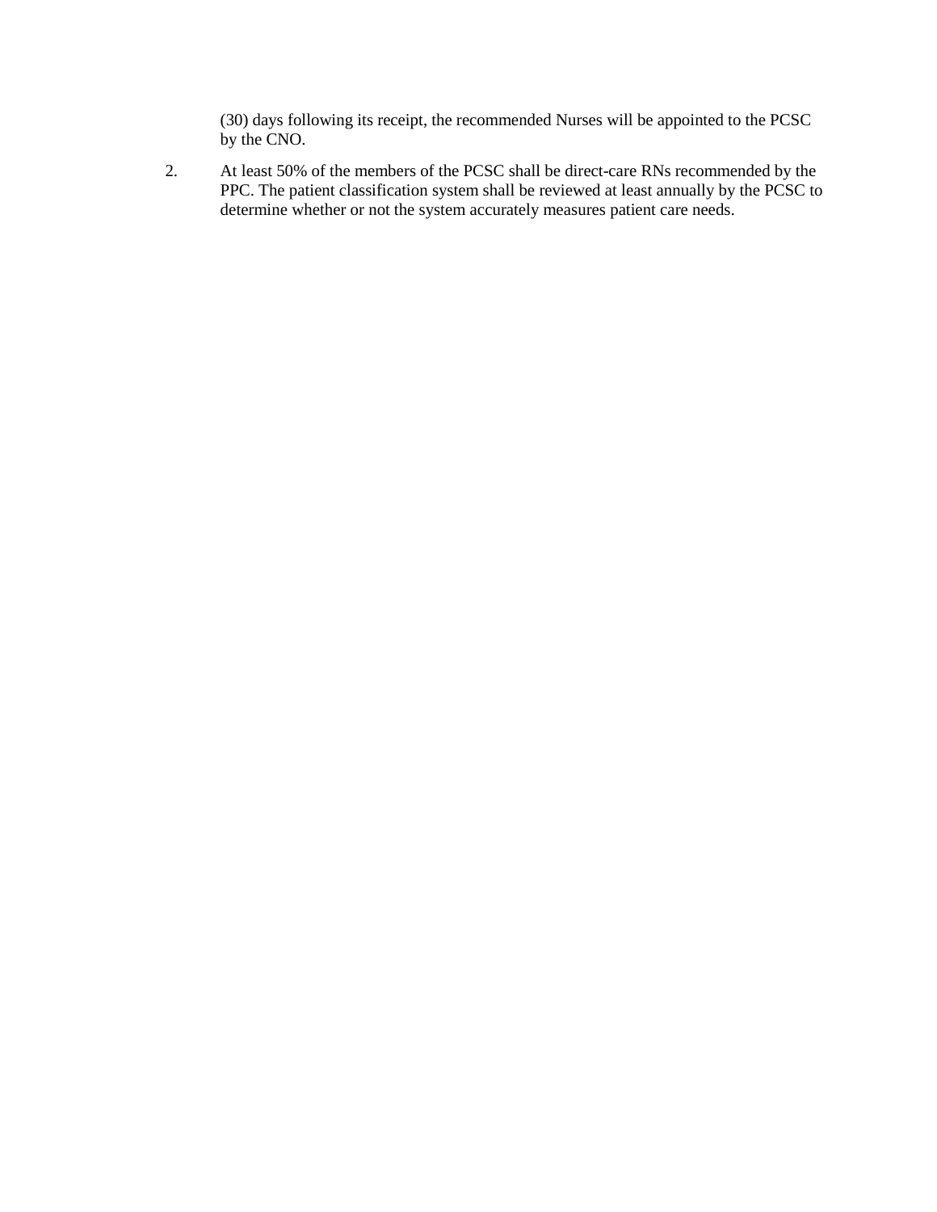(30) days following its receipt, the recommended Nurses will be appointed to the PCSC by the CNO.

2. At least 50% of the members of the PCSC shall be direct-care RNs recommended by the PPC. The patient classification system shall be reviewed at least annually by the PCSC to determine whether or not the system accurately measures patient care needs.